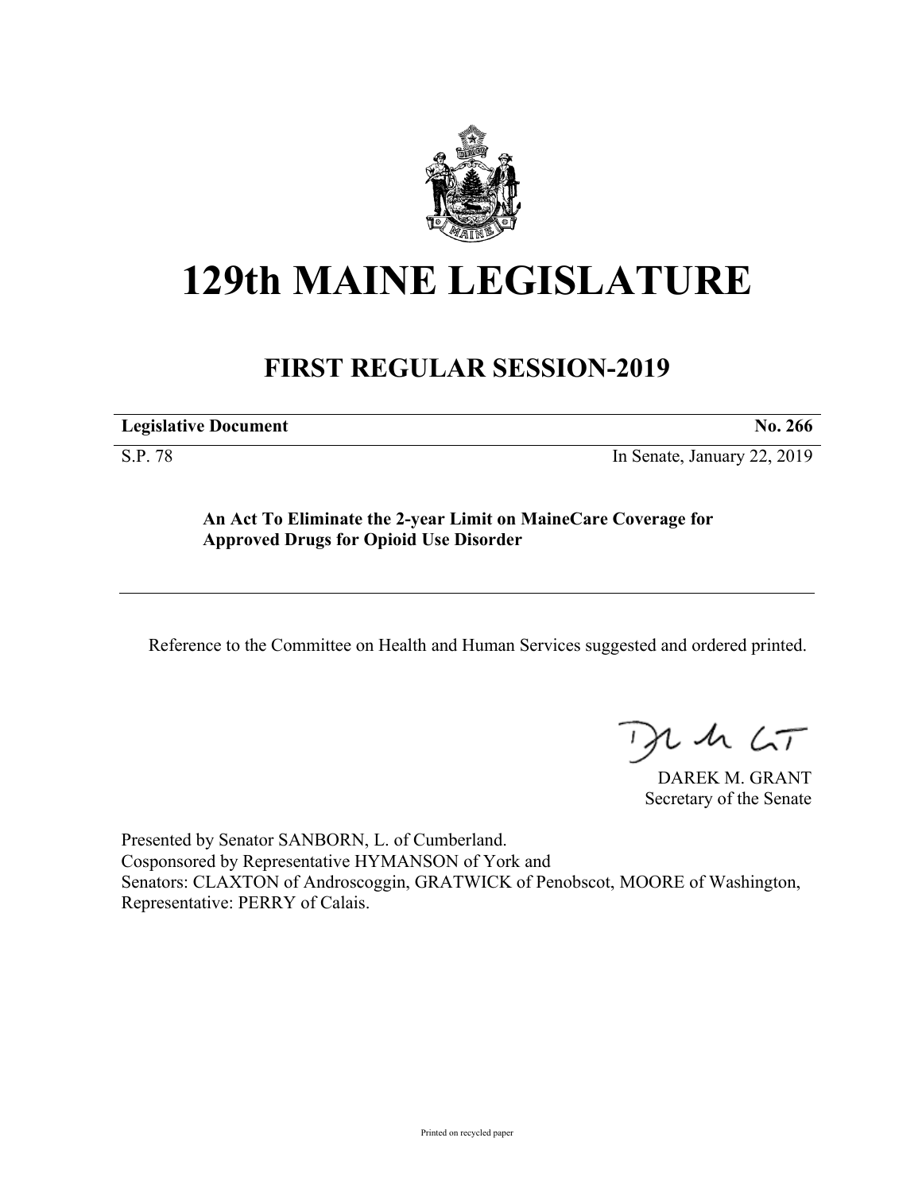# 129th MAINE LEGISLATURE

## FIRST REGULAR SESSION-2019

**Legislative Document** **No. 266**

S.P. 78 In Senate, January 22, 2019

**An Act To Eliminate the 2-year Limit on MaineCare Coverage for Approved Drugs for Opioid Use Disorder**

Reference to the Committee on Health and Human Services suggested and ordered printed.

DAREK M. GRANT
Secretary of the Senate

Presented by Senator SANBORN, L. of Cumberland.
Cosponsored by Representative HYMANSON of York and
Senators: CLAXTON of Androscoggin, GRATWICK of Penobscot, MOORE of Washington, Representative: PERRY of Calais.

Printed on recycled paper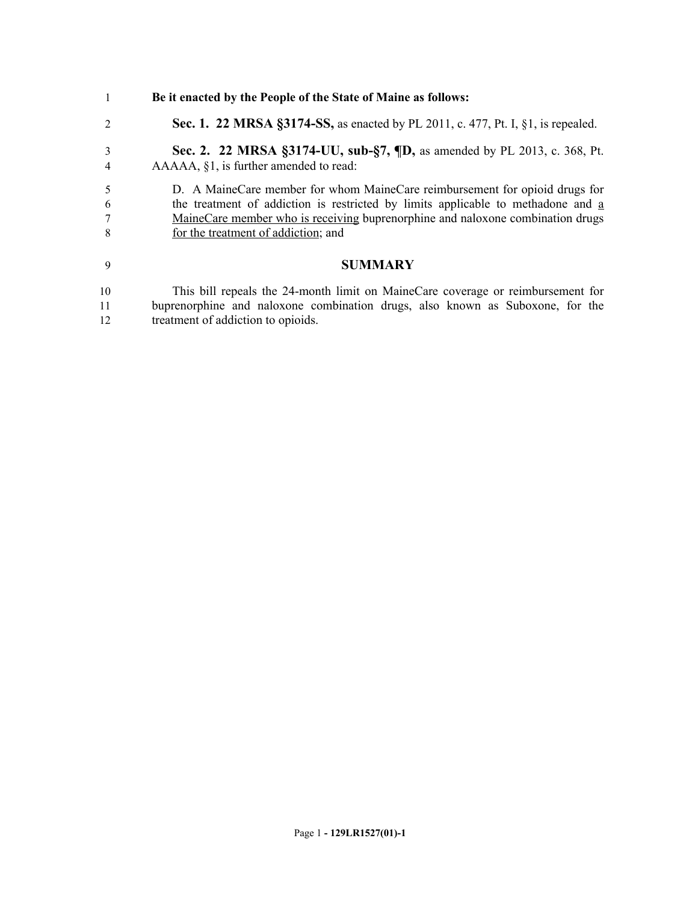**Be it enacted by the People of the State of Maine as follows:**

**Sec. 1. 22 MRSA §3174-SS,** as enacted by PL 2011, c. 477, Pt. I, §1, is repealed.

**Sec. 2. 22 MRSA §3174-UU, sub-§7, ¶D,** as amended by PL 2013, c. 368, Pt. AAAAA, §1, is further amended to read:

D. A MaineCare member for whom MaineCare reimbursement for opioid drugs for the treatment of addiction is restricted by limits applicable to methadone and <u>a MaineCare member who is receiving</u> buprenorphine and naloxone combination drugs <u>for the treatment of addiction</u>; and

## SUMMARY

This bill repeals the 24-month limit on MaineCare coverage or reimbursement for buprenorphine and naloxone combination drugs, also known as Suboxone, for the treatment of addiction to opioids.